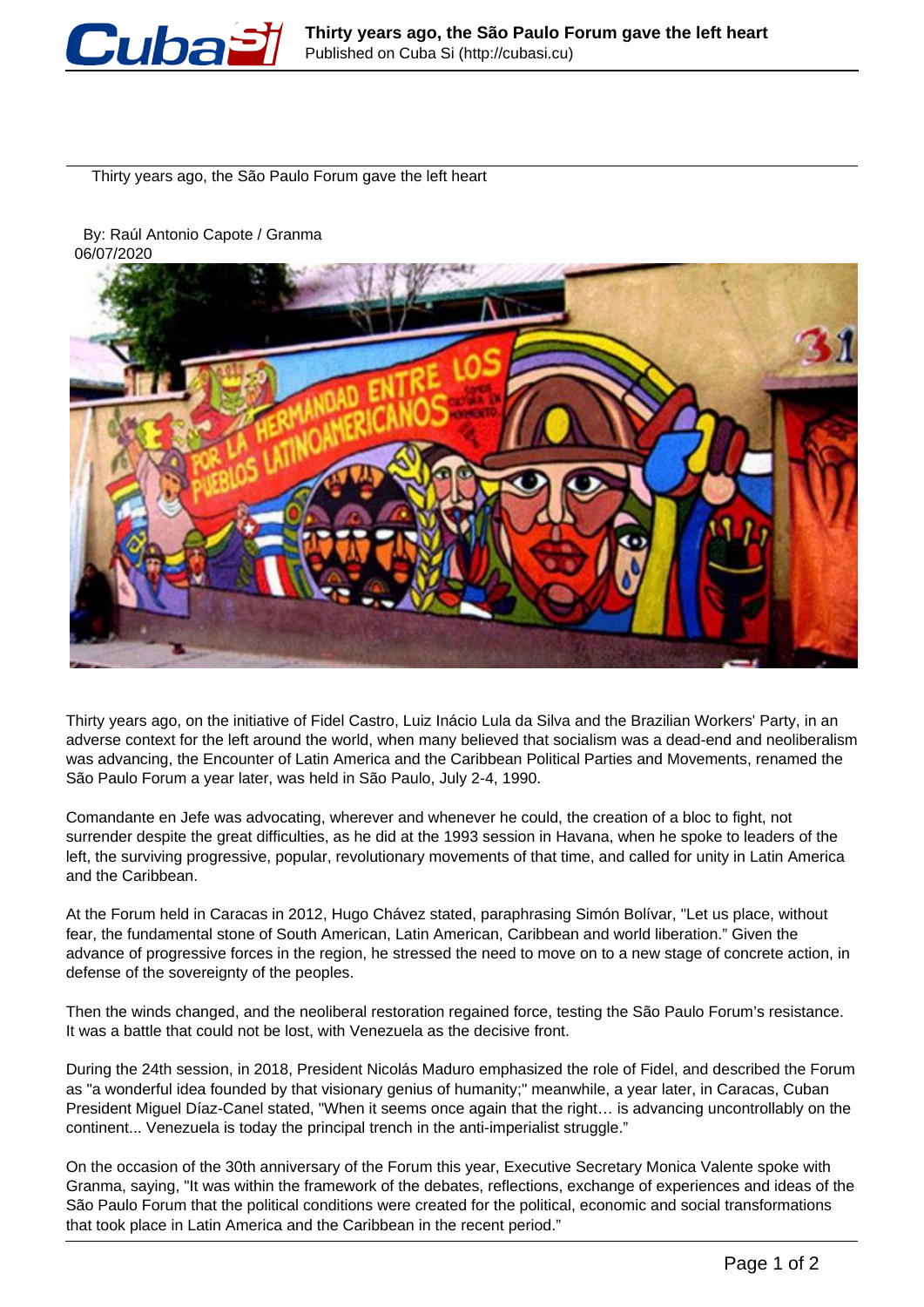# Thirty years ago, the São Paulo Forum gave the left heart

By: Raúl Antonio Capote / Granma
06/07/2020

Thirty years ago, on the initiative of Fidel Castro, Luiz Inácio Lula da Silva and the Brazilian Workers' Party, in an adverse context for the left around the world, when many believed that socialism was a dead-end and neoliberalism was advancing, the Encounter of Latin America and the Caribbean Political Parties and Movements, renamed the São Paulo Forum a year later, was held in São Paulo, July 2-4, 1990.

Comandante en Jefe was advocating, wherever and whenever he could, the creation of a bloc to fight, not surrender despite the great difficulties, as he did at the 1993 session in Havana, when he spoke to leaders of the left, the surviving progressive, popular, revolutionary movements of that time, and called for unity in Latin America and the Caribbean.

At the Forum held in Caracas in 2012, Hugo Chávez stated, paraphrasing Simón Bolívar, "Let us place, without fear, the fundamental stone of South American, Latin American, Caribbean and world liberation." Given the advance of progressive forces in the region, he stressed the need to move on to a new stage of concrete action, in defense of the sovereignty of the peoples.

Then the winds changed, and the neoliberal restoration regained force, testing the São Paulo Forum's resistance. It was a battle that could not be lost, with Venezuela as the decisive front.

During the 24th session, in 2018, President Nicolás Maduro emphasized the role of Fidel, and described the Forum as "a wonderful idea founded by that visionary genius of humanity;" meanwhile, a year later, in Caracas, Cuban President Miguel Díaz-Canel stated, "When it seems once again that the right… is advancing uncontrollably on the continent... Venezuela is today the principal trench in the anti-imperialist struggle."

On the occasion of the 30th anniversary of the Forum this year, Executive Secretary Monica Valente spoke with Granma, saying, "It was within the framework of the debates, reflections, exchange of experiences and ideas of the São Paulo Forum that the political conditions were created for the political, economic and social transformations that took place in Latin America and the Caribbean in the recent period."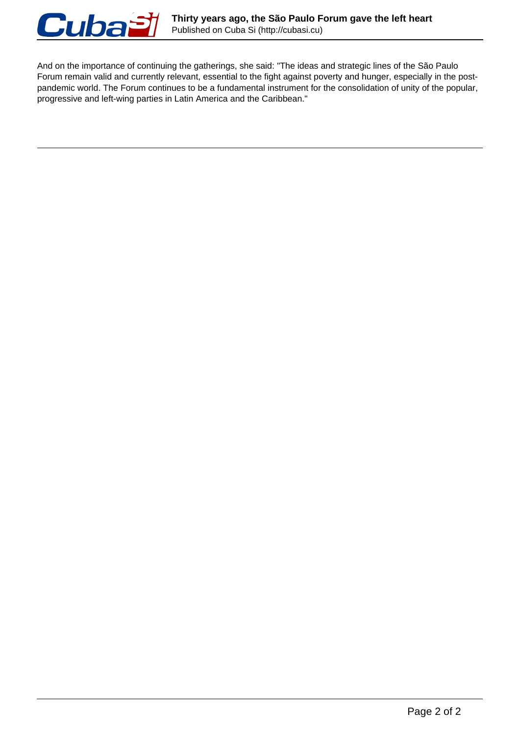And on the importance of continuing the gatherings, she said: "The ideas and strategic lines of the São Paulo Forum remain valid and currently relevant, essential to the fight against poverty and hunger, especially in the post-pandemic world. The Forum continues to be a fundamental instrument for the consolidation of unity of the popular, progressive and left-wing parties in Latin America and the Caribbean."